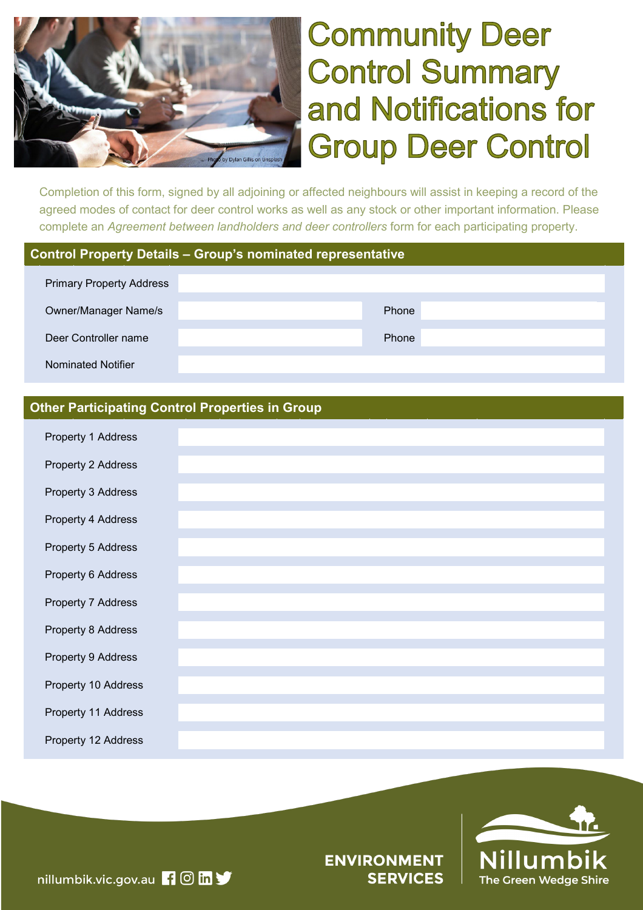# Community Deer Control Summary and Notifications for Group Deer Control

Completion of this form, signed by all adjoining or affected neighbours will assist in keeping a record of the agreed modes of contact for deer control works as well as any stock or other important information. Please complete an *Agreement between landholders and deer controllers* form for each participating property.

## Control Property Details – Group's nominated representative

| | | | |
|---|---|---|---|
| Primary Property Address | | | |
| Owner/Manager Name/s | | Phone | |
| Deer Controller name | | Phone | |
| Nominated Notifier | | | |

## Other Participating Control Properties in Group

| | |
|---|---|
| Property 1 Address | |
| Property 2 Address | |
| Property 3 Address | |
| Property 4 Address | |
| Property 5 Address | |
| Property 6 Address | |
| Property 7 Address | |
| Property 8 Address | |
| Property 9 Address | |
| Property 10 Address | |
| Property 11 Address | |
| Property 12 Address | |

nillumbik.vic.gov.au

ENVIRONMENT SERVICES

Nillumbik The Green Wedge Shire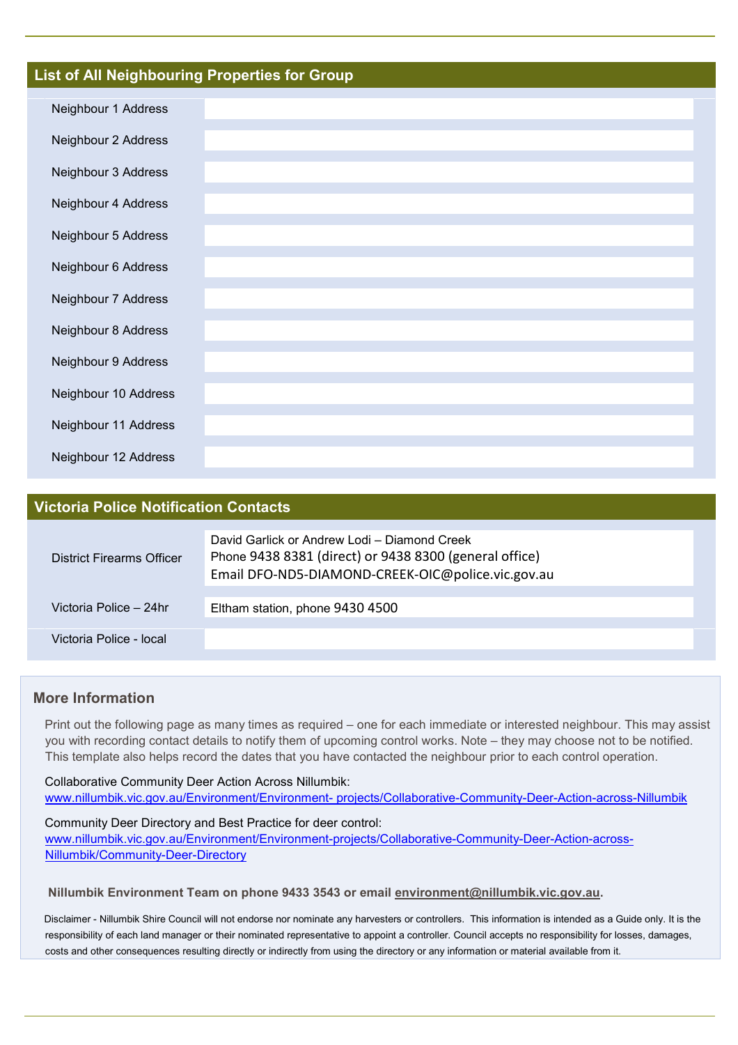## List of All Neighbouring Properties for Group

| | |
|---|---|
| Neighbour 1 Address | |
| Neighbour 2 Address | |
| Neighbour 3 Address | |
| Neighbour 4 Address | |
| Neighbour 5 Address | |
| Neighbour 6 Address | |
| Neighbour 7 Address | |
| Neighbour 8 Address | |
| Neighbour 9 Address | |
| Neighbour 10 Address | |
| Neighbour 11 Address | |
| Neighbour 12 Address | |

## Victoria Police Notification Contacts

| | |
|---|---|
| District Firearms Officer | David Garlick or Andrew Lodi – Diamond Creek<br>Phone 9438 8381 (direct) or 9438 8300 (general office)<br>Email DFO-ND5-DIAMOND-CREEK-OIC@police.vic.gov.au |
| Victoria Police – 24hr | Eltham station, phone 9430 4500 |
| Victoria Police - local | |

### More Information

Print out the following page as many times as required – one for each immediate or interested neighbour. This may assist you with recording contact details to notify them of upcoming control works. Note – they may choose not to be notified. This template also helps record the dates that you have contacted the neighbour prior to each control operation.

Collaborative Community Deer Action Across Nillumbik:
www.nillumbik.vic.gov.au/Environment/Environment- projects/Collaborative-Community-Deer-Action-across-Nillumbik

Community Deer Directory and Best Practice for deer control:
www.nillumbik.vic.gov.au/Environment/Environment-projects/Collaborative-Community-Deer-Action-across-Nillumbik/Community-Deer-Directory

**Nillumbik Environment Team on phone 9433 3543 or email environment@nillumbik.vic.gov.au.**

Disclaimer - Nillumbik Shire Council will not endorse nor nominate any harvesters or controllers. This information is intended as a Guide only. It is the responsibility of each land manager or their nominated representative to appoint a controller. Council accepts no responsibility for losses, damages, costs and other consequences resulting directly or indirectly from using the directory or any information or material available from it.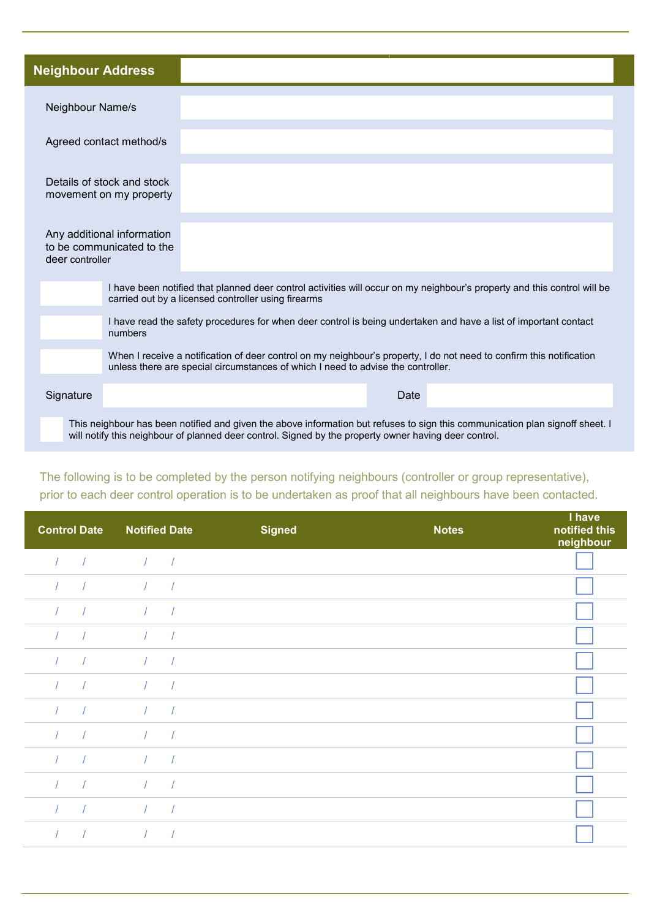| **Neighbour Address** | |
|---|---|
| Neighbour Name/s | |
| Agreed contact method/s | |
| Details of stock and stock movement on my property | |
| Any additional information to be communicated to the deer controller | |

☐ I have been notified that planned deer control activities will occur on my neighbour's property and this control will be carried out by a licensed controller using firearms

☐ I have read the safety procedures for when deer control is being undertaken and have a list of important contact numbers

☐ When I receive a notification of deer control on my neighbour's property, I do not need to confirm this notification unless there are special circumstances of which I need to advise the controller.

Signature _______________ Date _______________

☐ This neighbour has been notified and given the above information but refuses to sign this communication plan signoff sheet. I will notify this neighbour of planned deer control. Signed by the property owner having deer control.

The following is to be completed by the person notifying neighbours (controller or group representative), prior to each deer control operation is to be undertaken as proof that all neighbours have been contacted.

| Control Date | Notified Date | Signed | Notes | I have notified this neighbour |
|---|---|---|---|---|
| / / | / / | | | ☐ |
| / / | / / | | | ☐ |
| / / | / / | | | ☐ |
| / / | / / | | | ☐ |
| / / | / / | | | ☐ |
| / / | / / | | | ☐ |
| / / | / / | | | ☐ |
| / / | / / | | | ☐ |
| / / | / / | | | ☐ |
| / / | / / | | | ☐ |
| / / | / / | | | ☐ |
| / / | / / | | | ☐ |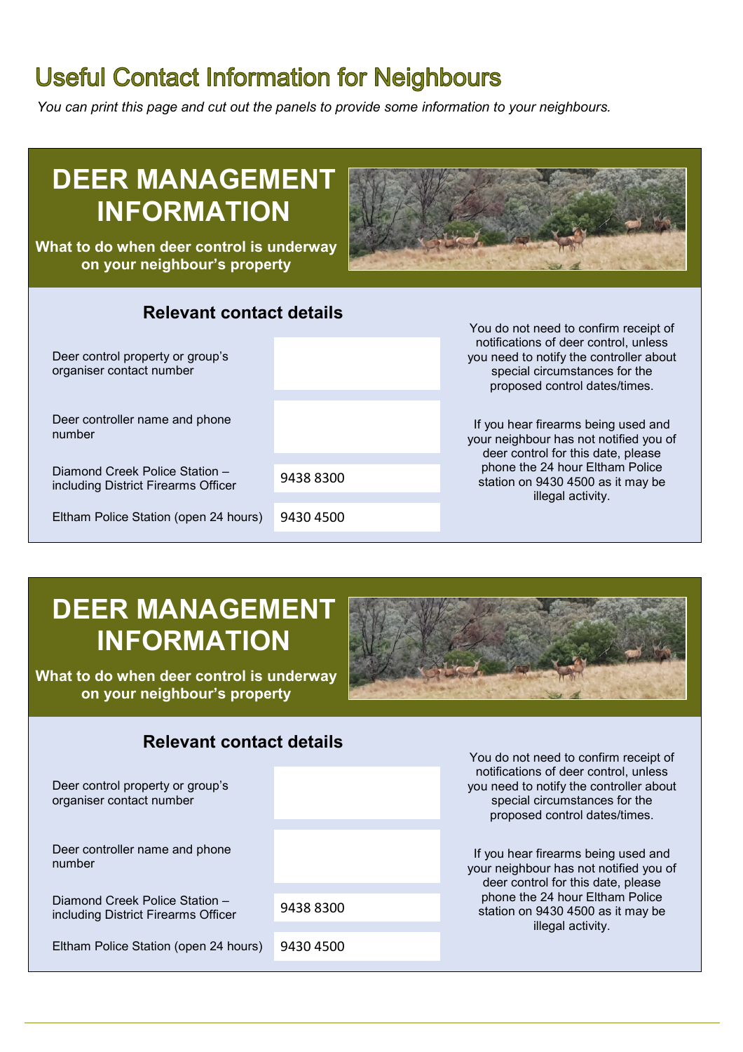# Useful Contact Information for Neighbours

*You can print this page and cut out the panels to provide some information to your neighbours.*

## DEER MANAGEMENT INFORMATION

**What to do when deer control is underway on your neighbour's property**

### Relevant contact details

| | |
|---|---|
| Deer control property or group's organiser contact number | |
| Deer controller name and phone number | |
| Diamond Creek Police Station – including District Firearms Officer | 9438 8300 |
| Eltham Police Station (open 24 hours) | 9430 4500 |

You do not need to confirm receipt of notifications of deer control, unless you need to notify the controller about special circumstances for the proposed control dates/times.

If you hear firearms being used and your neighbour has not notified you of deer control for this date, please phone the 24 hour Eltham Police station on 9430 4500 as it may be illegal activity.

## DEER MANAGEMENT INFORMATION

**What to do when deer control is underway on your neighbour's property**

### Relevant contact details

| | |
|---|---|
| Deer control property or group's organiser contact number | |
| Deer controller name and phone number | |
| Diamond Creek Police Station – including District Firearms Officer | 9438 8300 |
| Eltham Police Station (open 24 hours) | 9430 4500 |

You do not need to confirm receipt of notifications of deer control, unless you need to notify the controller about special circumstances for the proposed control dates/times.

If you hear firearms being used and your neighbour has not notified you of deer control for this date, please phone the 24 hour Eltham Police station on 9430 4500 as it may be illegal activity.